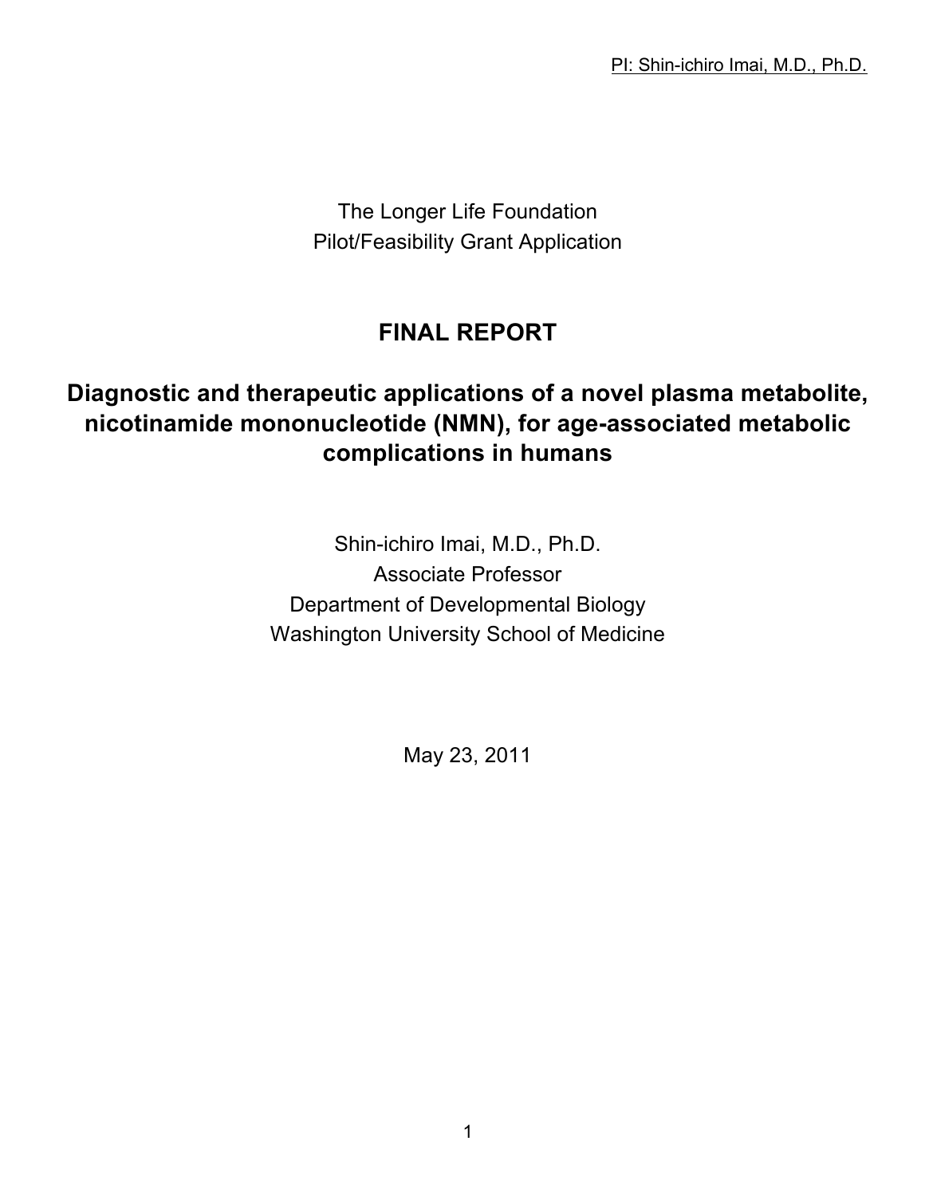The Longer Life Foundation
Pilot/Feasibility Grant Application

# FINAL REPORT

## Diagnostic and therapeutic applications of a novel plasma metabolite, nicotinamide mononucleotide (NMN), for age-associated metabolic complications in humans

Shin-ichiro Imai, M.D., Ph.D.
Associate Professor
Department of Developmental Biology
Washington University School of Medicine

May 23, 2011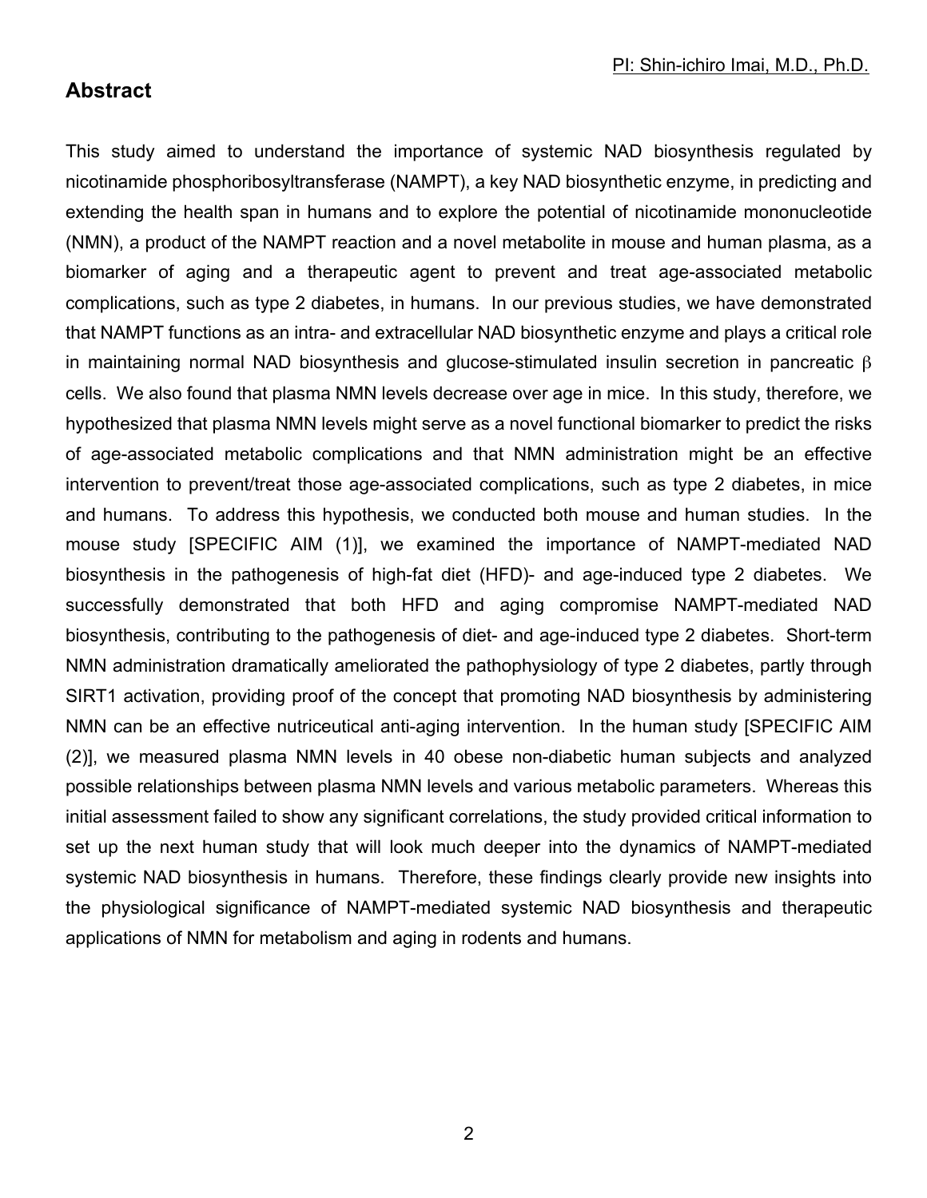## Abstract

This study aimed to understand the importance of systemic NAD biosynthesis regulated by nicotinamide phosphoribosyltransferase (NAMPT), a key NAD biosynthetic enzyme, in predicting and extending the health span in humans and to explore the potential of nicotinamide mononucleotide (NMN), a product of the NAMPT reaction and a novel metabolite in mouse and human plasma, as a biomarker of aging and a therapeutic agent to prevent and treat age-associated metabolic complications, such as type 2 diabetes, in humans. In our previous studies, we have demonstrated that NAMPT functions as an intra- and extracellular NAD biosynthetic enzyme and plays a critical role in maintaining normal NAD biosynthesis and glucose-stimulated insulin secretion in pancreatic $\beta$ cells. We also found that plasma NMN levels decrease over age in mice. In this study, therefore, we hypothesized that plasma NMN levels might serve as a novel functional biomarker to predict the risks of age-associated metabolic complications and that NMN administration might be an effective intervention to prevent/treat those age-associated complications, such as type 2 diabetes, in mice and humans. To address this hypothesis, we conducted both mouse and human studies. In the mouse study [SPECIFIC AIM (1)], we examined the importance of NAMPT-mediated NAD biosynthesis in the pathogenesis of high-fat diet (HFD)- and age-induced type 2 diabetes. We successfully demonstrated that both HFD and aging compromise NAMPT-mediated NAD biosynthesis, contributing to the pathogenesis of diet- and age-induced type 2 diabetes. Short-term NMN administration dramatically ameliorated the pathophysiology of type 2 diabetes, partly through SIRT1 activation, providing proof of the concept that promoting NAD biosynthesis by administering NMN can be an effective nutriceutical anti-aging intervention. In the human study [SPECIFIC AIM (2)], we measured plasma NMN levels in 40 obese non-diabetic human subjects and analyzed possible relationships between plasma NMN levels and various metabolic parameters. Whereas this initial assessment failed to show any significant correlations, the study provided critical information to set up the next human study that will look much deeper into the dynamics of NAMPT-mediated systemic NAD biosynthesis in humans. Therefore, these findings clearly provide new insights into the physiological significance of NAMPT-mediated systemic NAD biosynthesis and therapeutic applications of NMN for metabolism and aging in rodents and humans.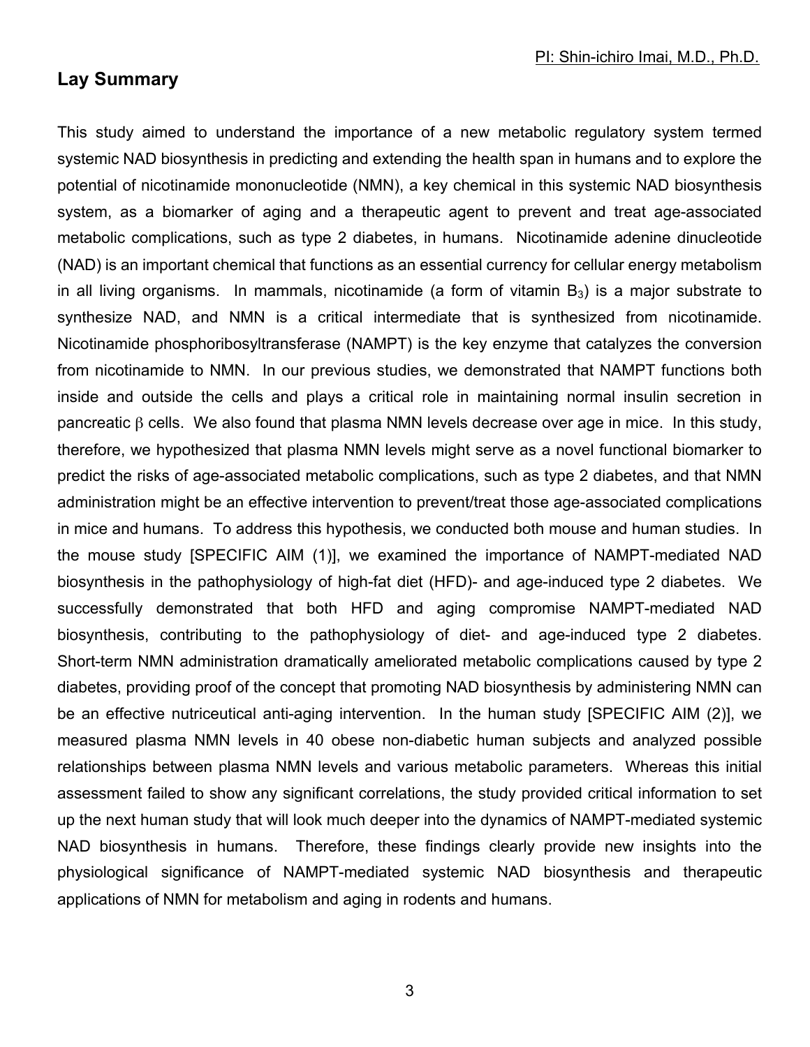## Lay Summary

This study aimed to understand the importance of a new metabolic regulatory system termed systemic NAD biosynthesis in predicting and extending the health span in humans and to explore the potential of nicotinamide mononucleotide (NMN), a key chemical in this systemic NAD biosynthesis system, as a biomarker of aging and a therapeutic agent to prevent and treat age-associated metabolic complications, such as type 2 diabetes, in humans. Nicotinamide adenine dinucleotide (NAD) is an important chemical that functions as an essential currency for cellular energy metabolism in all living organisms. In mammals, nicotinamide (a form of vitamin $B_3$) is a major substrate to synthesize NAD, and NMN is a critical intermediate that is synthesized from nicotinamide. Nicotinamide phosphoribosyltransferase (NAMPT) is the key enzyme that catalyzes the conversion from nicotinamide to NMN. In our previous studies, we demonstrated that NAMPT functions both inside and outside the cells and plays a critical role in maintaining normal insulin secretion in pancreatic $\beta$ cells. We also found that plasma NMN levels decrease over age in mice. In this study, therefore, we hypothesized that plasma NMN levels might serve as a novel functional biomarker to predict the risks of age-associated metabolic complications, such as type 2 diabetes, and that NMN administration might be an effective intervention to prevent/treat those age-associated complications in mice and humans. To address this hypothesis, we conducted both mouse and human studies. In the mouse study [SPECIFIC AIM (1)], we examined the importance of NAMPT-mediated NAD biosynthesis in the pathophysiology of high-fat diet (HFD)- and age-induced type 2 diabetes. We successfully demonstrated that both HFD and aging compromise NAMPT-mediated NAD biosynthesis, contributing to the pathophysiology of diet- and age-induced type 2 diabetes. Short-term NMN administration dramatically ameliorated metabolic complications caused by type 2 diabetes, providing proof of the concept that promoting NAD biosynthesis by administering NMN can be an effective nutriceutical anti-aging intervention. In the human study [SPECIFIC AIM (2)], we measured plasma NMN levels in 40 obese non-diabetic human subjects and analyzed possible relationships between plasma NMN levels and various metabolic parameters. Whereas this initial assessment failed to show any significant correlations, the study provided critical information to set up the next human study that will look much deeper into the dynamics of NAMPT-mediated systemic NAD biosynthesis in humans. Therefore, these findings clearly provide new insights into the physiological significance of NAMPT-mediated systemic NAD biosynthesis and therapeutic applications of NMN for metabolism and aging in rodents and humans.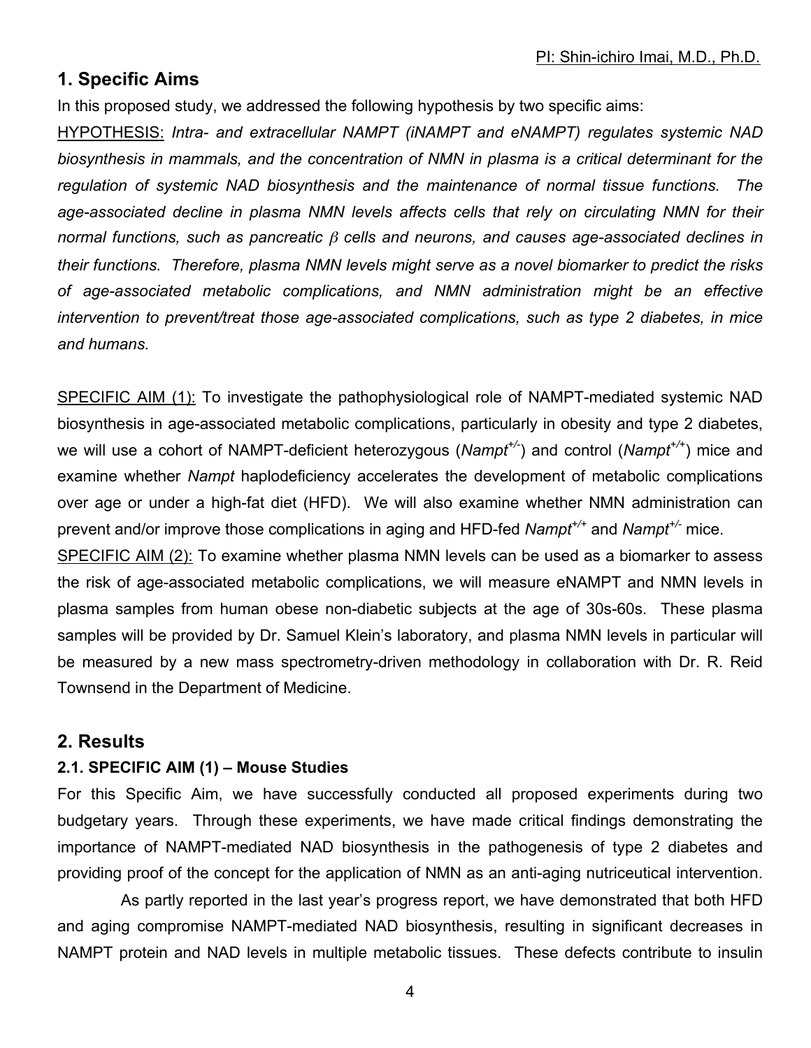## 1. Specific Aims

In this proposed study, we addressed the following hypothesis by two specific aims:

HYPOTHESIS: *Intra- and extracellular NAMPT (iNAMPT and eNAMPT) regulates systemic NAD biosynthesis in mammals, and the concentration of NMN in plasma is a critical determinant for the regulation of systemic NAD biosynthesis and the maintenance of normal tissue functions. The age-associated decline in plasma NMN levels affects cells that rely on circulating NMN for their normal functions, such as pancreatic $\beta$ cells and neurons, and causes age-associated declines in their functions. Therefore, plasma NMN levels might serve as a novel biomarker to predict the risks of age-associated metabolic complications, and NMN administration might be an effective intervention to prevent/treat those age-associated complications, such as type 2 diabetes, in mice and humans.*

SPECIFIC AIM (1): To investigate the pathophysiological role of NAMPT-mediated systemic NAD biosynthesis in age-associated metabolic complications, particularly in obesity and type 2 diabetes, we will use a cohort of NAMPT-deficient heterozygous (*Nampt*$^{+/-}$) and control (*Nampt*$^{+/+}$) mice and examine whether *Nampt* haplodeficiency accelerates the development of metabolic complications over age or under a high-fat diet (HFD). We will also examine whether NMN administration can prevent and/or improve those complications in aging and HFD-fed *Nampt*$^{+/+}$ and *Nampt*$^{+/-}$ mice.

SPECIFIC AIM (2): To examine whether plasma NMN levels can be used as a biomarker to assess the risk of age-associated metabolic complications, we will measure eNAMPT and NMN levels in plasma samples from human obese non-diabetic subjects at the age of 30s-60s. These plasma samples will be provided by Dr. Samuel Klein's laboratory, and plasma NMN levels in particular will be measured by a new mass spectrometry-driven methodology in collaboration with Dr. R. Reid Townsend in the Department of Medicine.

## 2. Results

### 2.1. SPECIFIC AIM (1) – Mouse Studies

For this Specific Aim, we have successfully conducted all proposed experiments during two budgetary years. Through these experiments, we have made critical findings demonstrating the importance of NAMPT-mediated NAD biosynthesis in the pathogenesis of type 2 diabetes and providing proof of the concept for the application of NMN as an anti-aging nutriceutical intervention.

As partly reported in the last year's progress report, we have demonstrated that both HFD and aging compromise NAMPT-mediated NAD biosynthesis, resulting in significant decreases in NAMPT protein and NAD levels in multiple metabolic tissues. These defects contribute to insulin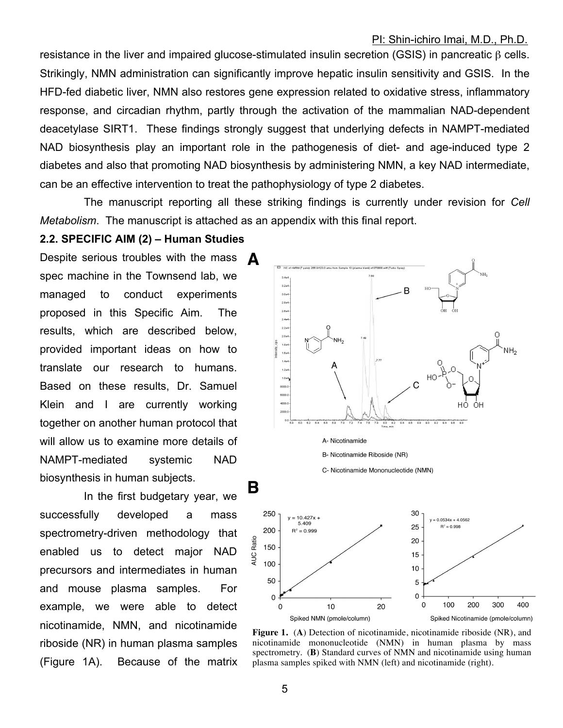resistance in the liver and impaired glucose-stimulated insulin secretion (GSIS) in pancreatic β cells. Strikingly, NMN administration can significantly improve hepatic insulin sensitivity and GSIS. In the HFD-fed diabetic liver, NMN also restores gene expression related to oxidative stress, inflammatory response, and circadian rhythm, partly through the activation of the mammalian NAD-dependent deacetylase SIRT1. These findings strongly suggest that underlying defects in NAMPT-mediated NAD biosynthesis play an important role in the pathogenesis of diet- and age-induced type 2 diabetes and also that promoting NAD biosynthesis by administering NMN, a key NAD intermediate, can be an effective intervention to treat the pathophysiology of type 2 diabetes.

The manuscript reporting all these striking findings is currently under revision for *Cell Metabolism*. The manuscript is attached as an appendix with this final report.

**2.2. SPECIFIC AIM (2) – Human Studies**

Despite serious troubles with the mass spec machine in the Townsend lab, we managed to conduct experiments proposed in this Specific Aim. The results, which are described below, provided important ideas on how to translate our research to humans. Based on these results, Dr. Samuel Klein and I are currently working together on another human protocol that will allow us to examine more details of NAMPT-mediated systemic NAD biosynthesis in human subjects.

In the first budgetary year, we successfully developed a mass spectrometry-driven methodology that enabled us to detect major NAD precursors and intermediates in human and mouse plasma samples. For example, we were able to detect nicotinamide, NMN, and nicotinamide riboside (NR) in human plasma samples (Figure 1A). Because of the matrix

A- Nicotinamide

B- Nicotinamide Riboside (NR)

C- Nicotinamide Mononucleotide (NMN)

$y = 10.427x + 5.409$, $R^2 = 0.999$

$y = 0.0534x + 4.0562$, $R^2 = 0.998$

**Figure 1.** (**A**) Detection of nicotinamide, nicotinamide riboside (NR), and nicotinamide mononucleotide (NMN) in human plasma by mass spectrometry. (**B**) Standard curves of NMN and nicotinamide using human plasma samples spiked with NMN (left) and nicotinamide (right).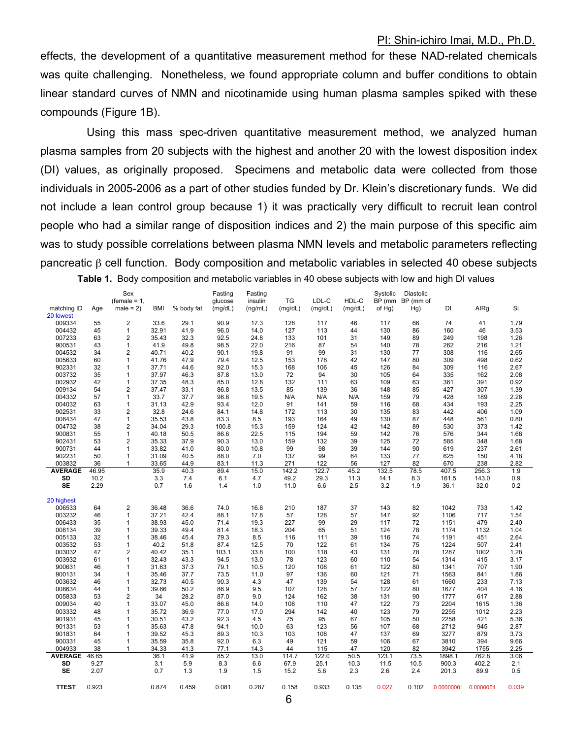effects, the development of a quantitative measurement method for these NAD-related chemicals was quite challenging. Nonetheless, we found appropriate column and buffer conditions to obtain linear standard curves of NMN and nicotinamide using human plasma samples spiked with these compounds (Figure 1B).

Using this mass spec-driven quantitative measurement method, we analyzed human plasma samples from 20 subjects with the highest and another 20 with the lowest disposition index (DI) values, as originally proposed. Specimens and metabolic data were collected from those individuals in 2005-2006 as a part of other studies funded by Dr. Klein's discretionary funds. We did not include a lean control group because 1) it was practically very difficult to recruit lean control people who had a similar range of disposition indices and 2) the main purpose of this specific aim was to study possible correlations between plasma NMN levels and metabolic parameters reflecting pancreatic β cell function. Body composition and metabolic variables in selected 40 obese subjects

**Table 1.** Body composition and metabolic variables in 40 obese subjects with low and high DI values

| matching ID | Age | Sex (female = 1, male = 2) | BMI | % body fat | Fasting glucose (mg/dL) | Fasting insulin (ng/mL) | TG (mg/dL) | LDL-C (mg/dL) | HDL-C (mg/dL) | Systolic BP (mm of Hg) | Diastolic BP (mm of Hg) | DI | AIRg | Si |
|---|---|---|---|---|---|---|---|---|---|---|---|---|---|---|
| 20 lowest | | | | | | | | | | | | | | |
| 009334 | 55 | 2 | 33.6 | 29.1 | 90.9 | 17.3 | 128 | 117 | 46 | 117 | 66 | 74 | 41 | 1.79 |
| 004432 | 45 | 1 | 32.91 | 41.9 | 96.0 | 14.0 | 127 | 113 | 44 | 130 | 86 | 160 | 46 | 3.53 |
| 007233 | 63 | 2 | 35.43 | 32.3 | 92.5 | 24.8 | 133 | 101 | 31 | 149 | 89 | 249 | 198 | 1.26 |
| 900531 | 43 | 1 | 41.9 | 49.8 | 98.5 | 22.0 | 216 | 87 | 54 | 140 | 78 | 262 | 216 | 1.21 |
| 004532 | 34 | 2 | 40.71 | 40.2 | 90.1 | 19.8 | 91 | 99 | 31 | 130 | 77 | 308 | 116 | 2.65 |
| 005633 | 60 | 1 | 41.76 | 47.9 | 79.4 | 12.5 | 153 | 178 | 42 | 147 | 80 | 309 | 498 | 0.62 |
| 902331 | 32 | 1 | 37.71 | 44.6 | 92.0 | 15.3 | 168 | 106 | 45 | 126 | 84 | 309 | 116 | 2.67 |
| 003732 | 35 | 1 | 37.97 | 46.3 | 87.8 | 13.0 | 72 | 94 | 30 | 105 | 64 | 335 | 162 | 2.08 |
| 002932 | 42 | 1 | 37.35 | 48.3 | 85.0 | 12.8 | 132 | 111 | 63 | 109 | 63 | 361 | 391 | 0.92 |
| 009134 | 54 | 2 | 37.47 | 33.1 | 86.8 | 13.5 | 85 | 139 | 36 | 148 | 85 | 427 | 307 | 1.39 |
| 004332 | 57 | 1 | 33.7 | 37.7 | 98.6 | 19.5 | N/A | N/A | N/A | 159 | 79 | 428 | 189 | 2.26 |
| 004032 | 63 | 1 | 31.13 | 42.9 | 93.4 | 12.0 | 91 | 141 | 59 | 116 | 68 | 434 | 193 | 2.25 |
| 902531 | 33 | 2 | 32.8 | 24.6 | 84.1 | 14.8 | 172 | 113 | 30 | 135 | 83 | 442 | 406 | 1.09 |
| 008434 | 47 | 1 | 35.53 | 43.8 | 83.3 | 8.5 | 193 | 164 | 49 | 130 | 87 | 448 | 561 | 0.80 |
| 004732 | 38 | 2 | 34.04 | 29.3 | 100.8 | 15.3 | 159 | 124 | 42 | 142 | 89 | 530 | 373 | 1.42 |
| 900831 | 55 | 1 | 40.18 | 50.5 | 86.6 | 22.5 | 115 | 194 | 59 | 142 | 76 | 576 | 344 | 1.68 |
| 902431 | 53 | 2 | 35.33 | 37.9 | 90.3 | 13.0 | 159 | 132 | 39 | 125 | 72 | 585 | 348 | 1.68 |
| 900731 | 44 | 1 | 33.82 | 41.0 | 80.0 | 10.8 | 99 | 98 | 39 | 144 | 90 | 619 | 237 | 2.61 |
| 902231 | 50 | 1 | 31.09 | 40.5 | 88.0 | 7.0 | 137 | 99 | 64 | 133 | 77 | 625 | 150 | 4.18 |
| 003832 | 36 | 1 | 33.65 | 44.9 | 83.1 | 11.3 | 271 | 122 | 56 | 127 | 82 | 670 | 238 | 2.82 |
| **AVERAGE** | 46.95 | | 35.9 | 40.3 | 89.4 | 15.0 | 142.2 | 122.7 | 45.2 | 132.5 | 78.5 | 407.5 | 256.3 | 1.9 |
| **SD** | 10.2 | | 3.3 | 7.4 | 6.1 | 4.7 | 49.2 | 29.3 | 11.3 | 14.1 | 8.3 | 161.5 | 143.0 | 0.9 |
| **SE** | 2.29 | | 0.7 | 1.6 | 1.4 | 1.0 | 11.0 | 6.6 | 2.5 | 3.2 | 1.9 | 36.1 | 32.0 | 0.2 |
| 20 highest | | | | | | | | | | | | | | |
| 006533 | 64 | 2 | 36.48 | 36.6 | 74.0 | 16.8 | 210 | 187 | 37 | 143 | 82 | 1042 | 733 | 1.42 |
| 003232 | 46 | 1 | 37.21 | 42.4 | 88.1 | 17.8 | 57 | 128 | 57 | 147 | 92 | 1106 | 717 | 1.54 |
| 006433 | 35 | 1 | 38.93 | 45.0 | 71.4 | 19.3 | 227 | 99 | 29 | 117 | 72 | 1151 | 479 | 2.40 |
| 008134 | 39 | 1 | 39.33 | 49.4 | 81.4 | 18.3 | 204 | 65 | 51 | 124 | 78 | 1174 | 1132 | 1.04 |
| 005133 | 32 | 1 | 38.46 | 45.4 | 79.3 | 8.5 | 116 | 111 | 39 | 116 | 74 | 1191 | 451 | 2.64 |
| 003532 | 53 | 1 | 40.2 | 51.8 | 87.4 | 12.5 | 70 | 122 | 61 | 134 | 75 | 1224 | 507 | 2.41 |
| 003032 | 47 | 2 | 40.42 | 35.1 | 103.1 | 33.8 | 100 | 118 | 43 | 131 | 78 | 1287 | 1002 | 1.28 |
| 003932 | 61 | 1 | 32.43 | 43.3 | 94.5 | 13.0 | 78 | 123 | 60 | 110 | 54 | 1314 | 415 | 3.17 |
| 900631 | 46 | 1 | 31.63 | 37.3 | 79.1 | 10.5 | 120 | 108 | 61 | 122 | 80 | 1341 | 707 | 1.90 |
| 900131 | 34 | 1 | 35.46 | 37.7 | 73.5 | 11.0 | 97 | 136 | 60 | 121 | 71 | 1563 | 841 | 1.86 |
| 003632 | 46 | 1 | 32.73 | 40.5 | 90.3 | 4.3 | 47 | 139 | 54 | 128 | 61 | 1660 | 233 | 7.13 |
| 008634 | 44 | 1 | 39.66 | 50.2 | 86.9 | 9.5 | 107 | 128 | 57 | 122 | 80 | 1677 | 404 | 4.16 |
| 005833 | 53 | 2 | 34 | 28.2 | 87.0 | 9.0 | 124 | 162 | 38 | 131 | 90 | 1777 | 617 | 2.88 |
| 009034 | 40 | 1 | 33.07 | 45.0 | 86.6 | 14.0 | 108 | 110 | 47 | 122 | 73 | 2204 | 1615 | 1.36 |
| 003332 | 48 | 1 | 35.72 | 36.9 | 77.0 | 17.0 | 294 | 142 | 40 | 123 | 79 | 2255 | 1012 | 2.23 |
| 901931 | 45 | 1 | 30.51 | 43.2 | 92.3 | 4.5 | 75 | 95 | 67 | 105 | 50 | 2258 | 421 | 5.36 |
| 901331 | 53 | 1 | 35.63 | 47.8 | 94.1 | 10.0 | 63 | 123 | 56 | 107 | 68 | 2712 | 945 | 2.87 |
| 901831 | 64 | 1 | 39.52 | 45.3 | 89.3 | 10.3 | 103 | 108 | 47 | 137 | 69 | 3277 | 879 | 3.73 |
| 900331 | 45 | 1 | 35.59 | 35.8 | 92.0 | 6.3 | 49 | 121 | 59 | 106 | 67 | 3810 | 394 | 9.66 |
| 004933 | 38 | 1 | 34.33 | 41.3 | 77.1 | 14.3 | 44 | 115 | 47 | 120 | 82 | 3942 | 1755 | 2.25 |
| **AVERAGE** | 46.65 | | 36.1 | 41.9 | 85.2 | 13.0 | 114.7 | 122.0 | 50.5 | 123.1 | 73.5 | 1898.1 | 762.8 | 3.06 |
| **SD** | 9.27 | | 3.1 | 5.9 | 8.3 | 6.6 | 67.9 | 25.1 | 10.3 | 11.5 | 10.5 | 900.3 | 402.2 | 2.1 |
| **SE** | 2.07 | | 0.7 | 1.3 | 1.9 | 1.5 | 15.2 | 5.6 | 2.3 | 2.6 | 2.4 | 201.3 | 89.9 | 0.5 |
| **TTEST** | 0.923 | | 0.874 | 0.459 | 0.081 | 0.287 | 0.158 | 0.933 | 0.135 | 0.027 | 0.102 | 0.00000001 | 0.0000051 | 0.039 |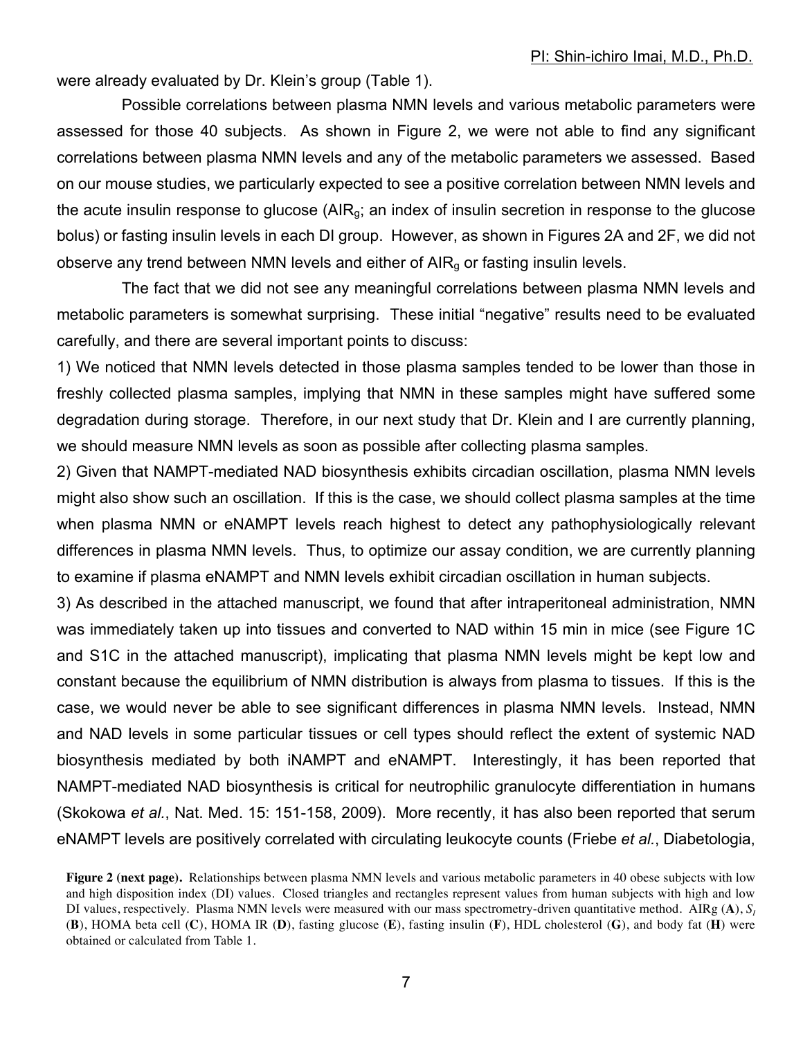were already evaluated by Dr. Klein's group (Table 1).

Possible correlations between plasma NMN levels and various metabolic parameters were assessed for those 40 subjects. As shown in Figure 2, we were not able to find any significant correlations between plasma NMN levels and any of the metabolic parameters we assessed. Based on our mouse studies, we particularly expected to see a positive correlation between NMN levels and the acute insulin response to glucose ($AIR_g$; an index of insulin secretion in response to the glucose bolus) or fasting insulin levels in each DI group. However, as shown in Figures 2A and 2F, we did not observe any trend between NMN levels and either of $AIR_g$ or fasting insulin levels.

The fact that we did not see any meaningful correlations between plasma NMN levels and metabolic parameters is somewhat surprising. These initial "negative" results need to be evaluated carefully, and there are several important points to discuss:

1) We noticed that NMN levels detected in those plasma samples tended to be lower than those in freshly collected plasma samples, implying that NMN in these samples might have suffered some degradation during storage. Therefore, in our next study that Dr. Klein and I are currently planning, we should measure NMN levels as soon as possible after collecting plasma samples.

2) Given that NAMPT-mediated NAD biosynthesis exhibits circadian oscillation, plasma NMN levels might also show such an oscillation. If this is the case, we should collect plasma samples at the time when plasma NMN or eNAMPT levels reach highest to detect any pathophysiologically relevant differences in plasma NMN levels. Thus, to optimize our assay condition, we are currently planning to examine if plasma eNAMPT and NMN levels exhibit circadian oscillation in human subjects.

3) As described in the attached manuscript, we found that after intraperitoneal administration, NMN was immediately taken up into tissues and converted to NAD within 15 min in mice (see Figure 1C and S1C in the attached manuscript), implicating that plasma NMN levels might be kept low and constant because the equilibrium of NMN distribution is always from plasma to tissues. If this is the case, we would never be able to see significant differences in plasma NMN levels. Instead, NMN and NAD levels in some particular tissues or cell types should reflect the extent of systemic NAD biosynthesis mediated by both iNAMPT and eNAMPT. Interestingly, it has been reported that NAMPT-mediated NAD biosynthesis is critical for neutrophilic granulocyte differentiation in humans (Skokowa *et al.*, Nat. Med. 15: 151-158, 2009). More recently, it has also been reported that serum eNAMPT levels are positively correlated with circulating leukocyte counts (Friebe *et al.*, Diabetologia,

**Figure 2 (next page).** Relationships between plasma NMN levels and various metabolic parameters in 40 obese subjects with low and high disposition index (DI) values. Closed triangles and rectangles represent values from human subjects with high and low DI values, respectively. Plasma NMN levels were measured with our mass spectrometry-driven quantitative method. AIRg (**A**), $S_I$ (**B**), HOMA beta cell (**C**), HOMA IR (**D**), fasting glucose (**E**), fasting insulin (**F**), HDL cholesterol (**G**), and body fat (**H**) were obtained or calculated from Table 1.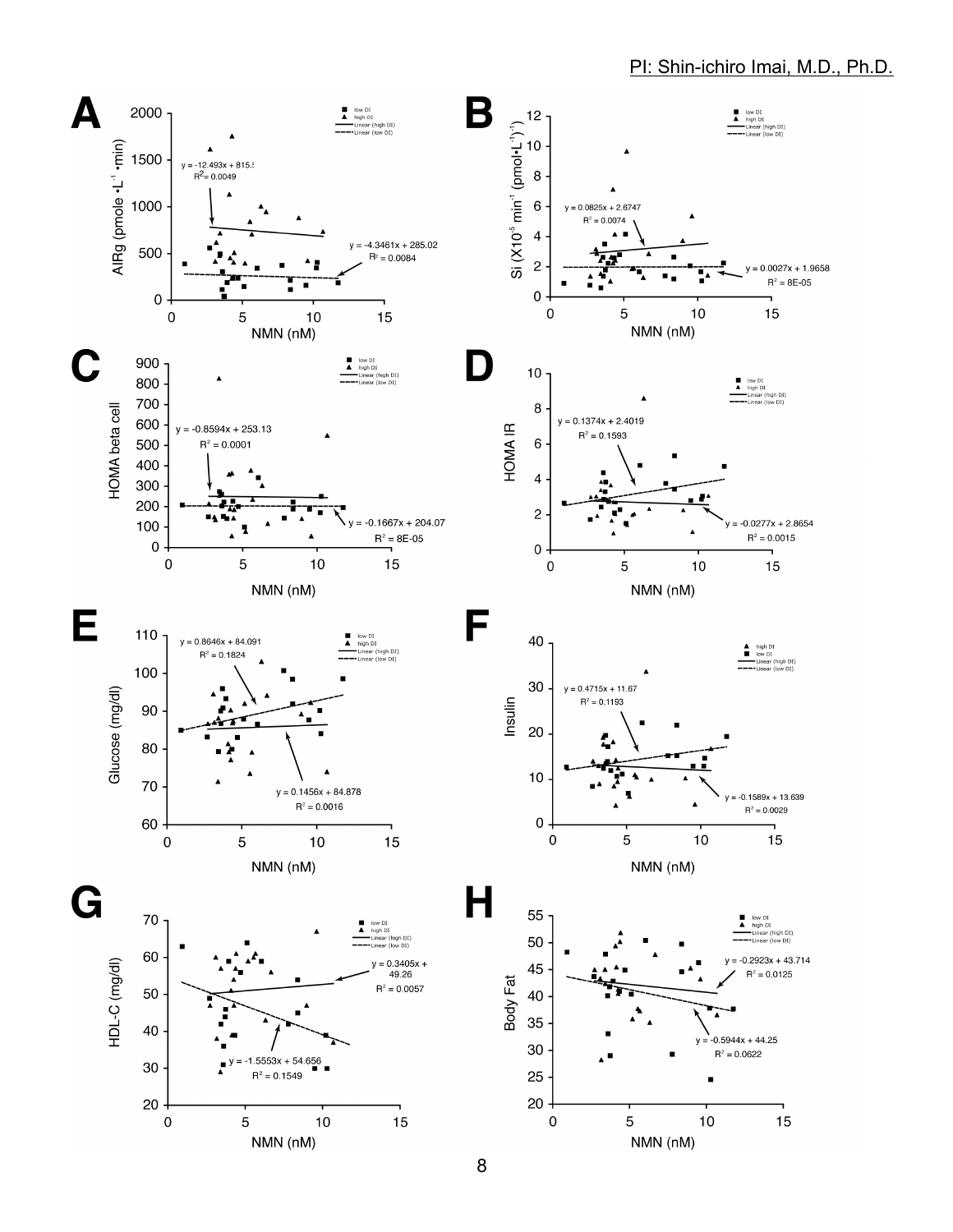**A**

AIRg (pmole •L⁻¹ •min) vs. NMN (nM)

Legend: low DI; high DI; Linear (high DI); Linear (low DI)

$y = -12.493x + 815.5$, $R^2 = 0.0049$

$y = -4.3461x + 285.02$, $R^2 = 0.0084$

**B**

Si ($X10^{-5}$ $min^{-1}$ $(pmol \cdot L^{-1})^{-1}$) vs. NMN (nM)

Legend: low DI; high DI; Linear (high DI); Linear (low DI)

$y = 0.0825x + 2.6747$, $R^2 = 0.0074$

$y = 0.0027x + 1.9658$, $R^2 = 8E-05$

**C**

HOMA beta cell vs. NMN (nM)

Legend: low DI; high DI; Linear (high DI); Linear (low DI)

$y = -0.8594x + 253.13$, $R^2 = 0.0001$

$y = -0.1667x + 204.07$, $R^2 = 8E-05$

**D**

HOMA IR vs. NMN (nM)

Legend: low DI; high DI; Linear (high DI); Linear (low DI)

$y = 0.1374x + 2.4019$, $R^2 = 0.1593$

$y = -0.0277x + 2.8654$, $R^2 = 0.0015$

**E**

Glucose (mg/dl) vs. NMN (nM)

Legend: low DI; high DI; Linear (high DI); Linear (low DI)

$y = 0.8646x + 84.091$, $R^2 = 0.1824$

$y = 0.1456x + 84.878$, $R^2 = 0.0016$

**F**

Insulin vs. NMN (nM)

Legend: high DI; low DI; Linear (high DI); Linear (low DI)

$y = 0.4715x + 11.67$, $R^2 = 0.1193$

$y = -0.1589x + 13.639$, $R^2 = 0.0029$

**G**

HDL-C (mg/dl) vs. NMN (nM)

Legend: low DI; high DI; Linear (high DI); Linear (low DI)

$y = 0.3405x + 49.26$, $R^2 = 0.0057$

$y = -1.5553x + 54.656$, $R^2 = 0.1549$

**H**

Body Fat vs. NMN (nM)

Legend: low DI; high DI; Linear (high DI); Linear (low DI)

$y = -0.2923x + 43.714$, $R^2 = 0.0125$

$y = -0.5944x + 44.25$, $R^2 = 0.0622$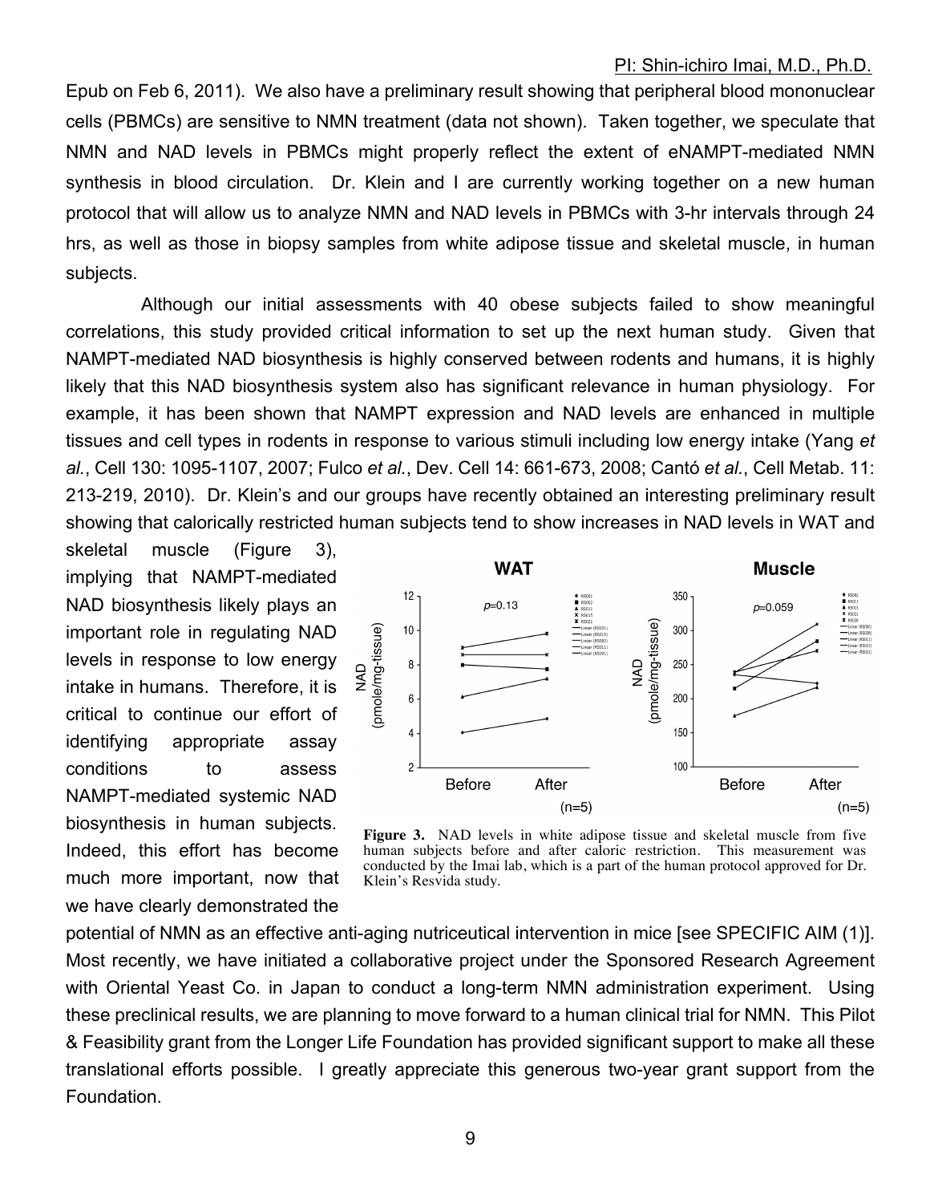Epub on Feb 6, 2011). We also have a preliminary result showing that peripheral blood mononuclear cells (PBMCs) are sensitive to NMN treatment (data not shown). Taken together, we speculate that NMN and NAD levels in PBMCs might properly reflect the extent of eNAMPT-mediated NMN synthesis in blood circulation. Dr. Klein and I are currently working together on a new human protocol that will allow us to analyze NMN and NAD levels in PBMCs with 3-hr intervals through 24 hrs, as well as those in biopsy samples from white adipose tissue and skeletal muscle, in human subjects.

Although our initial assessments with 40 obese subjects failed to show meaningful correlations, this study provided critical information to set up the next human study. Given that NAMPT-mediated NAD biosynthesis is highly conserved between rodents and humans, it is highly likely that this NAD biosynthesis system also has significant relevance in human physiology. For example, it has been shown that NAMPT expression and NAD levels are enhanced in multiple tissues and cell types in rodents in response to various stimuli including low energy intake (Yang *et al.*, Cell 130: 1095-1107, 2007; Fulco *et al.*, Dev. Cell 14: 661-673, 2008; Cantó *et al.*, Cell Metab. 11: 213-219, 2010). Dr. Klein's and our groups have recently obtained an interesting preliminary result showing that calorically restricted human subjects tend to show increases in NAD levels in WAT and skeletal muscle (Figure 3), implying that NAMPT-mediated NAD biosynthesis likely plays an important role in regulating NAD levels in response to low energy intake in humans. Therefore, it is critical to continue our effort of identifying appropriate assay conditions to assess NAMPT-mediated systemic NAD biosynthesis in human subjects. Indeed, this effort has become much more important, now that we have clearly demonstrated the potential of NMN as an effective anti-aging nutriceutical intervention in mice [see SPECIFIC AIM (1)]. Most recently, we have initiated a collaborative project under the Sponsored Research Agreement with Oriental Yeast Co. in Japan to conduct a long-term NMN administration experiment. Using these preclinical results, we are planning to move forward to a human clinical trial for NMN. This Pilot & Feasibility grant from the Longer Life Foundation has provided significant support to make all these translational efforts possible. I greatly appreciate this generous two-year grant support from the Foundation.

**Figure 3.** NAD levels in white adipose tissue and skeletal muscle from five human subjects before and after caloric restriction. This measurement was conducted by the Imai lab, which is a part of the human protocol approved for Dr. Klein's Resvida study.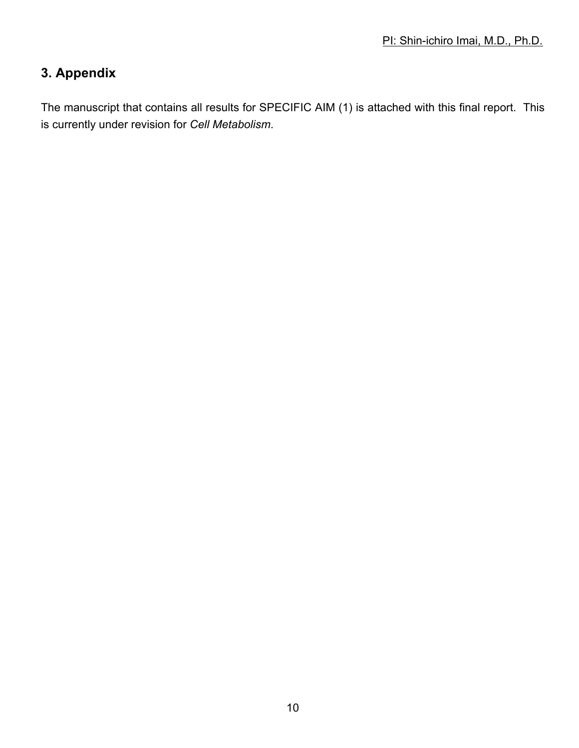## 3. Appendix

The manuscript that contains all results for SPECIFIC AIM (1) is attached with this final report. This is currently under revision for *Cell Metabolism*.